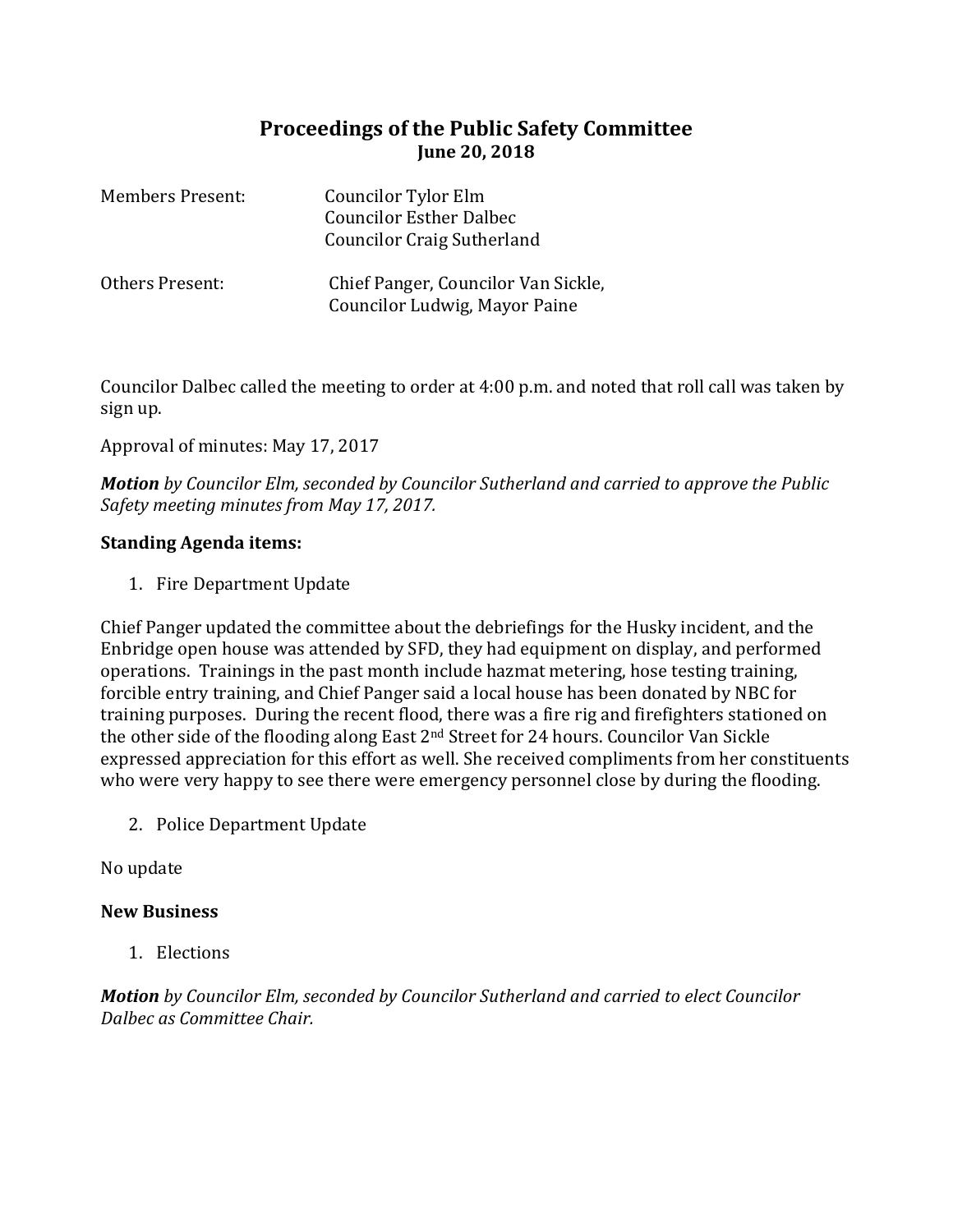# Proceedings of the Public Safety Committee
**June 20, 2018**

Members Present: Councilor Tylor Elm
Councilor Esther Dalbec
Councilor Craig Sutherland

Others Present: Chief Panger, Councilor Van Sickle,
Councilor Ludwig, Mayor Paine

Councilor Dalbec called the meeting to order at 4:00 p.m. and noted that roll call was taken by sign up.

Approval of minutes: May 17, 2017

***Motion** by Councilor Elm, seconded by Councilor Sutherland and carried to approve the Public Safety meeting minutes from May 17, 2017.*

**Standing Agenda items:**

1. Fire Department Update

Chief Panger updated the committee about the debriefings for the Husky incident, and the Enbridge open house was attended by SFD, they had equipment on display, and performed operations. Trainings in the past month include hazmat metering, hose testing training, forcible entry training, and Chief Panger said a local house has been donated by NBC for training purposes. During the recent flood, there was a fire rig and firefighters stationed on the other side of the flooding along East 2nd Street for 24 hours. Councilor Van Sickle expressed appreciation for this effort as well. She received compliments from her constituents who were very happy to see there were emergency personnel close by during the flooding.

2. Police Department Update

No update

**New Business**

1. Elections

***Motion** by Councilor Elm, seconded by Councilor Sutherland and carried to elect Councilor Dalbec as Committee Chair.*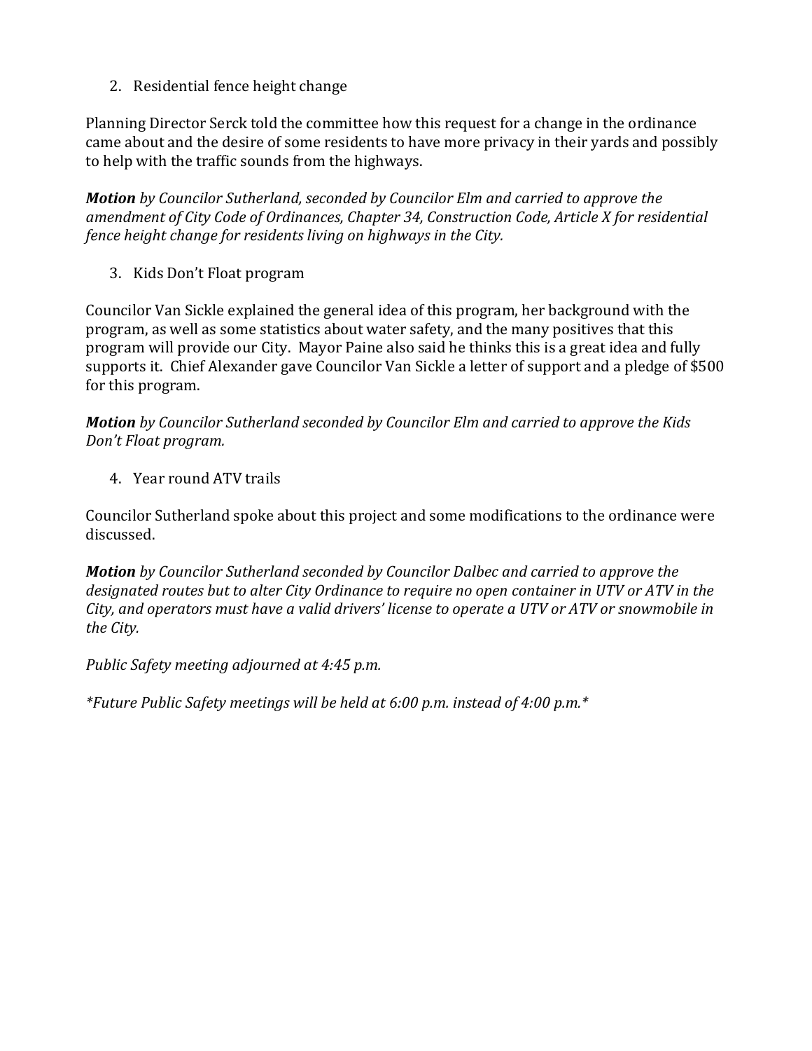2. Residential fence height change

Planning Director Serck told the committee how this request for a change in the ordinance came about and the desire of some residents to have more privacy in their yards and possibly to help with the traffic sounds from the highways.

***Motion** by Councilor Sutherland, seconded by Councilor Elm and carried to approve the amendment of City Code of Ordinances, Chapter 34, Construction Code, Article X for residential fence height change for residents living on highways in the City.*

3. Kids Don't Float program

Councilor Van Sickle explained the general idea of this program, her background with the program, as well as some statistics about water safety, and the many positives that this program will provide our City. Mayor Paine also said he thinks this is a great idea and fully supports it. Chief Alexander gave Councilor Van Sickle a letter of support and a pledge of $500 for this program.

***Motion** by Councilor Sutherland seconded by Councilor Elm and carried to approve the Kids Don't Float program.*

4. Year round ATV trails

Councilor Sutherland spoke about this project and some modifications to the ordinance were discussed.

***Motion** by Councilor Sutherland seconded by Councilor Dalbec and carried to approve the designated routes but to alter City Ordinance to require no open container in UTV or ATV in the City, and operators must have a valid drivers' license to operate a UTV or ATV or snowmobile in the City.*

*Public Safety meeting adjourned at 4:45 p.m.*

*\*Future Public Safety meetings will be held at 6:00 p.m. instead of 4:00 p.m.\**